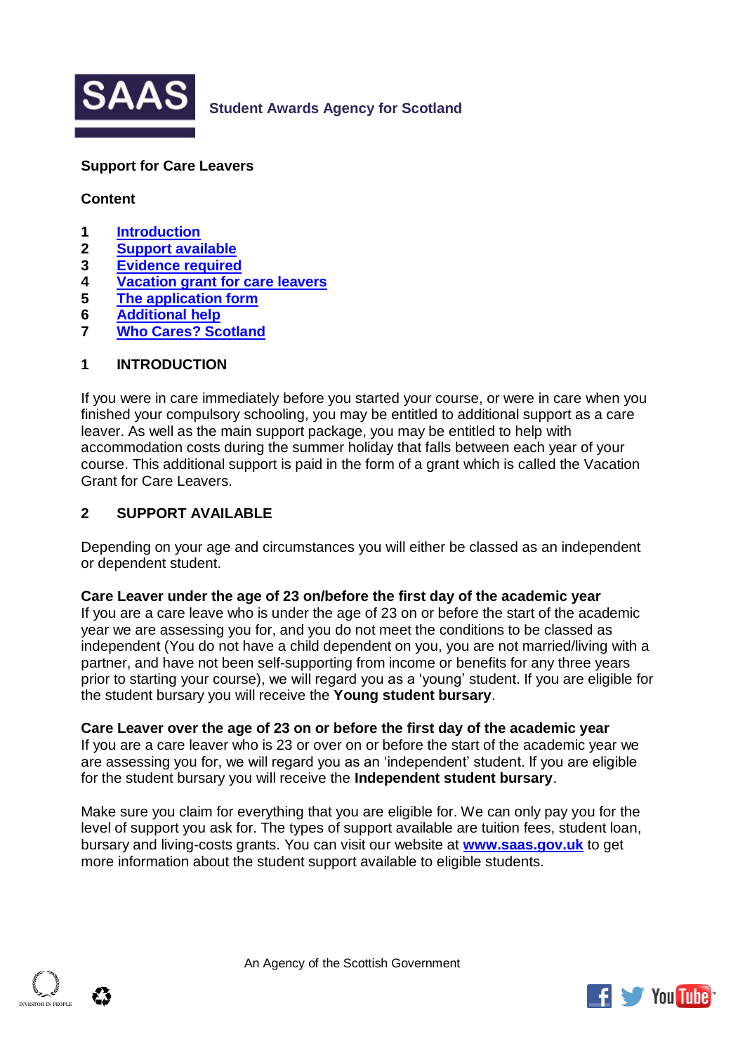**SAAS** Student Awards Agency for Scotland

# Support for Care Leavers

## Content

1. Introduction
2. Support available
3. Evidence required
4. Vacation grant for care leavers
5. The application form
6. Additional help
7. Who Cares? Scotland

## 1 INTRODUCTION

If you were in care immediately before you started your course, or were in care when you finished your compulsory schooling, you may be entitled to additional support as a care leaver. As well as the main support package, you may be entitled to help with accommodation costs during the summer holiday that falls between each year of your course. This additional support is paid in the form of a grant which is called the Vacation Grant for Care Leavers.

## 2 SUPPORT AVAILABLE

Depending on your age and circumstances you will either be classed as an independent or dependent student.

**Care Leaver under the age of 23 on/before the first day of the academic year**
If you are a care leave who is under the age of 23 on or before the start of the academic year we are assessing you for, and you do not meet the conditions to be classed as independent (You do not have a child dependent on you, you are not married/living with a partner, and have not been self-supporting from income or benefits for any three years prior to starting your course), we will regard you as a 'young' student. If you are eligible for the student bursary you will receive the **Young student bursary**.

**Care Leaver over the age of 23 on or before the first day of the academic year**
If you are a care leaver who is 23 or over on or before the start of the academic year we are assessing you for, we will regard you as an 'independent' student. If you are eligible for the student bursary you will receive the **Independent student bursary**.

Make sure you claim for everything that you are eligible for. We can only pay you for the level of support you ask for. The types of support available are tuition fees, student loan, bursary and living-costs grants. You can visit our website at **www.saas.gov.uk** to get more information about the student support available to eligible students.

An Agency of the Scottish Government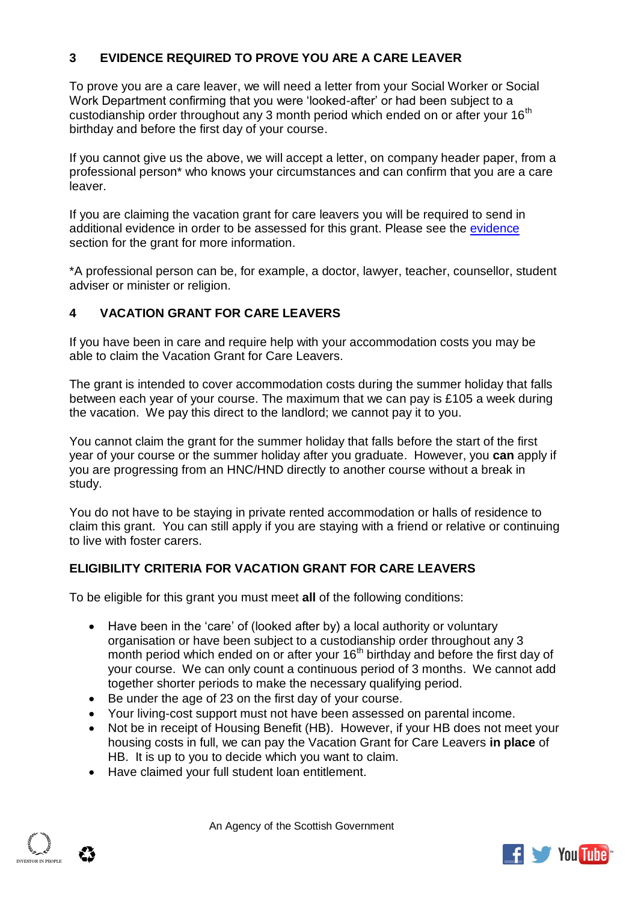## 3 EVIDENCE REQUIRED TO PROVE YOU ARE A CARE LEAVER

To prove you are a care leaver, we will need a letter from your Social Worker or Social Work Department confirming that you were 'looked-after' or had been subject to a custodianship order throughout any 3 month period which ended on or after your 16th birthday and before the first day of your course.

If you cannot give us the above, we will accept a letter, on company header paper, from a professional person* who knows your circumstances and can confirm that you are a care leaver.

If you are claiming the vacation grant for care leavers you will be required to send in additional evidence in order to be assessed for this grant. Please see the evidence section for the grant for more information.

*A professional person can be, for example, a doctor, lawyer, teacher, counsellor, student adviser or minister or religion.

## 4 VACATION GRANT FOR CARE LEAVERS

If you have been in care and require help with your accommodation costs you may be able to claim the Vacation Grant for Care Leavers.

The grant is intended to cover accommodation costs during the summer holiday that falls between each year of your course. The maximum that we can pay is £105 a week during the vacation. We pay this direct to the landlord; we cannot pay it to you.

You cannot claim the grant for the summer holiday that falls before the start of the first year of your course or the summer holiday after you graduate. However, you **can** apply if you are progressing from an HNC/HND directly to another course without a break in study.

You do not have to be staying in private rented accommodation or halls of residence to claim this grant. You can still apply if you are staying with a friend or relative or continuing to live with foster carers.

### ELIGIBILITY CRITERIA FOR VACATION GRANT FOR CARE LEAVERS

To be eligible for this grant you must meet **all** of the following conditions:

- Have been in the 'care' of (looked after by) a local authority or voluntary organisation or have been subject to a custodianship order throughout any 3 month period which ended on or after your 16th birthday and before the first day of your course. We can only count a continuous period of 3 months. We cannot add together shorter periods to make the necessary qualifying period.
- Be under the age of 23 on the first day of your course.
- Your living-cost support must not have been assessed on parental income.
- Not be in receipt of Housing Benefit (HB). However, if your HB does not meet your housing costs in full, we can pay the Vacation Grant for Care Leavers **in place** of HB. It is up to you to decide which you want to claim.
- Have claimed your full student loan entitlement.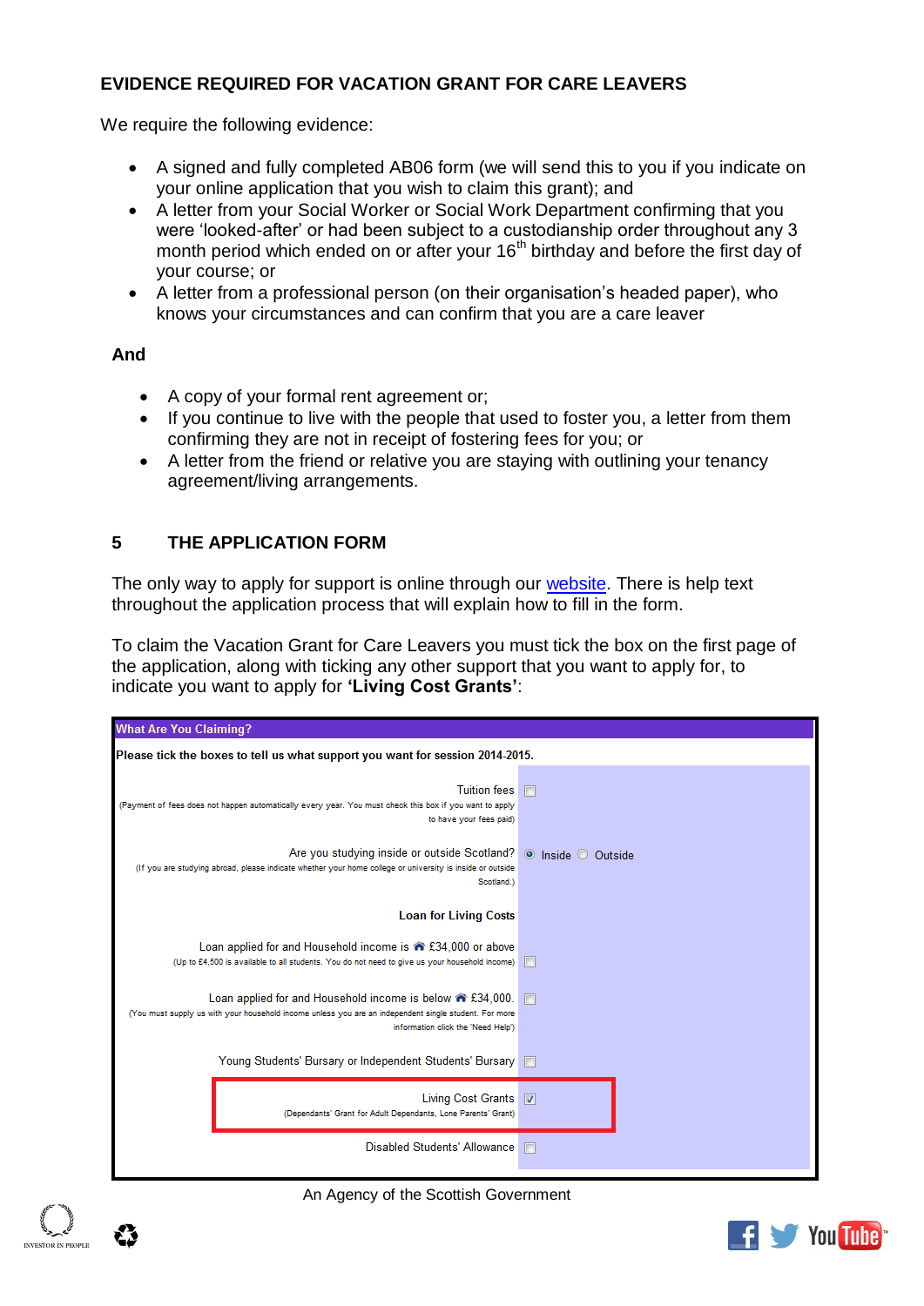### EVIDENCE REQUIRED FOR VACATION GRANT FOR CARE LEAVERS

We require the following evidence:

- A signed and fully completed AB06 form (we will send this to you if you indicate on your online application that you wish to claim this grant); and
- A letter from your Social Worker or Social Work Department confirming that you were 'looked-after' or had been subject to a custodianship order throughout any 3 month period which ended on or after your 16th birthday and before the first day of your course; or
- A letter from a professional person (on their organisation's headed paper), who knows your circumstances and can confirm that you are a care leaver

**And**

- A copy of your formal rent agreement or;
- If you continue to live with the people that used to foster you, a letter from them confirming they are not in receipt of fostering fees for you; or
- A letter from the friend or relative you are staying with outlining your tenancy agreement/living arrangements.

## 5 THE APPLICATION FORM

The only way to apply for support is online through our website. There is help text throughout the application process that will explain how to fill in the form.

To claim the Vacation Grant for Care Leavers you must tick the box on the first page of the application, along with ticking any other support that you want to apply for, to indicate you want to apply for **'Living Cost Grants'**:

| What Are You Claiming? | |
|---|---|
| **Please tick the boxes to tell us what support you want for session 2014-2015.** | |
| Tuition fees (Payment of fees does not happen automatically every year. You must check this box if you want to apply to have your fees paid) | ☐ |
| Are you studying inside or outside Scotland? (If you are studying abroad, please indicate whether your home college or university is inside or outside Scotland.) | ◉ Inside ○ Outside |
| **Loan for Living Costs** | |
| Loan applied for and Household income is £34,000 or above (Up to £4,500 is available to all students. You do not need to give us your household income) | ☐ |
| Loan applied for and Household income is below £34,000. (You must supply us with your household income unless you are an independent single student. For more information click the 'Need Help') | ☐ |
| Young Students' Bursary or Independent Students' Bursary | ☐ |
| Living Cost Grants (Dependants' Grant for Adult Dependants, Lone Parents' Grant) | ☑ |
| Disabled Students' Allowance | ☐ |

An Agency of the Scottish Government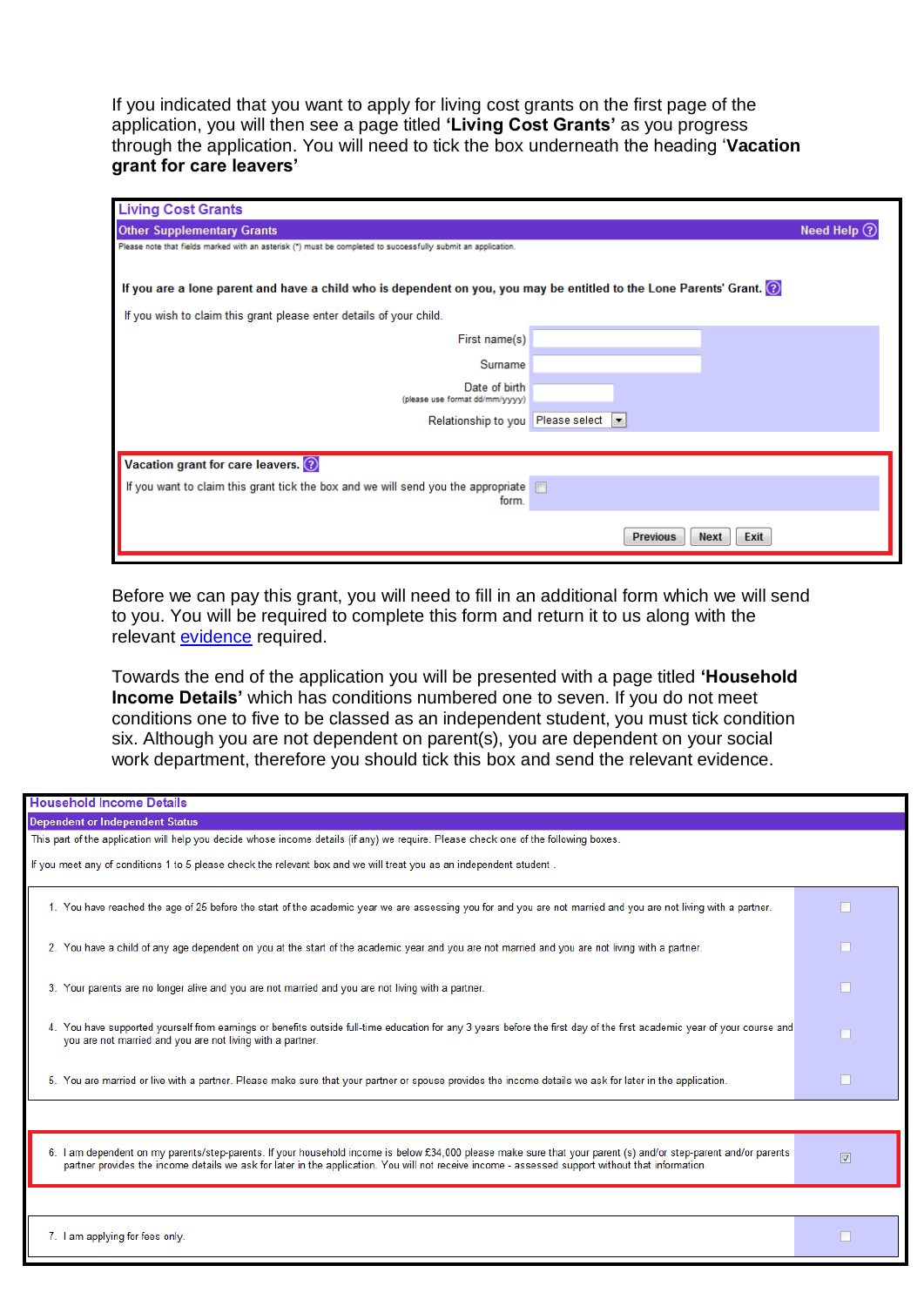If you indicated that you want to apply for living cost grants on the first page of the application, you will then see a page titled **'Living Cost Grants'** as you progress through the application. You will need to tick the box underneath the heading '**Vacation grant for care leavers'**

**Living Cost Grants**

**Other Supplementary Grants** — Need Help

Please note that fields marked with an asterisk (*) must be completed to successfully submit an application.

**If you are a lone parent and have a child who is dependent on you, you may be entitled to the Lone Parents' Grant.**

If you wish to claim this grant please enter details of your child.

| | |
|---|---|
| First name(s) | |
| Surname | |
| Date of birth (please use format dd/mm/yyyy) | |
| Relationship to you | Please select |

**Vacation grant for care leavers.**

| | |
|---|---|
| If you want to claim this grant tick the box and we will send you the appropriate form. | ☐ |

Previous | Next | Exit

Before we can pay this grant, you will need to fill in an additional form which we will send to you. You will be required to complete this form and return it to us along with the relevant evidence required.

Towards the end of the application you will be presented with a page titled **'Household Income Details'** which has conditions numbered one to seven. If you do not meet conditions one to five to be classed as an independent student, you must tick condition six. Although you are not dependent on parent(s), you are dependent on your social work department, therefore you should tick this box and send the relevant evidence.

**Household Income Details**

**Dependent or Independent Status**

This part of the application will help you decide whose income details (if any) we require. Please check one of the following boxes.

If you meet any of conditions 1 to 5 please check the relevant box and we will treat you as an independent student .

| | |
|---|---|
| 1. You have reached the age of 25 before the start of the academic year we are assessing you for and you are not married and you are not living with a partner. | ☐ |
| 2. You have a child of any age dependent on you at the start of the academic year and you are not married and you are not living with a partner. | ☐ |
| 3. Your parents are no longer alive and you are not married and you are not living with a partner. | ☐ |
| 4. You have supported yourself from earnings or benefits outside full-time education for any 3 years before the first day of the first academic year of your course and you are not married and you are not living with a partner. | ☐ |
| 5. You are married or live with a partner. Please make sure that your partner or spouse provides the income details we ask for later in the application. | ☐ |
| 6. I am dependent on my parents/step-parents. If your household income is below £34,000 please make sure that your parent (s) and/or step-parent and/or parents partner provides the income details we ask for later in the application. You will not receive income - assessed support without that information | ☑ |
| 7. I am applying for fees only. | ☐ |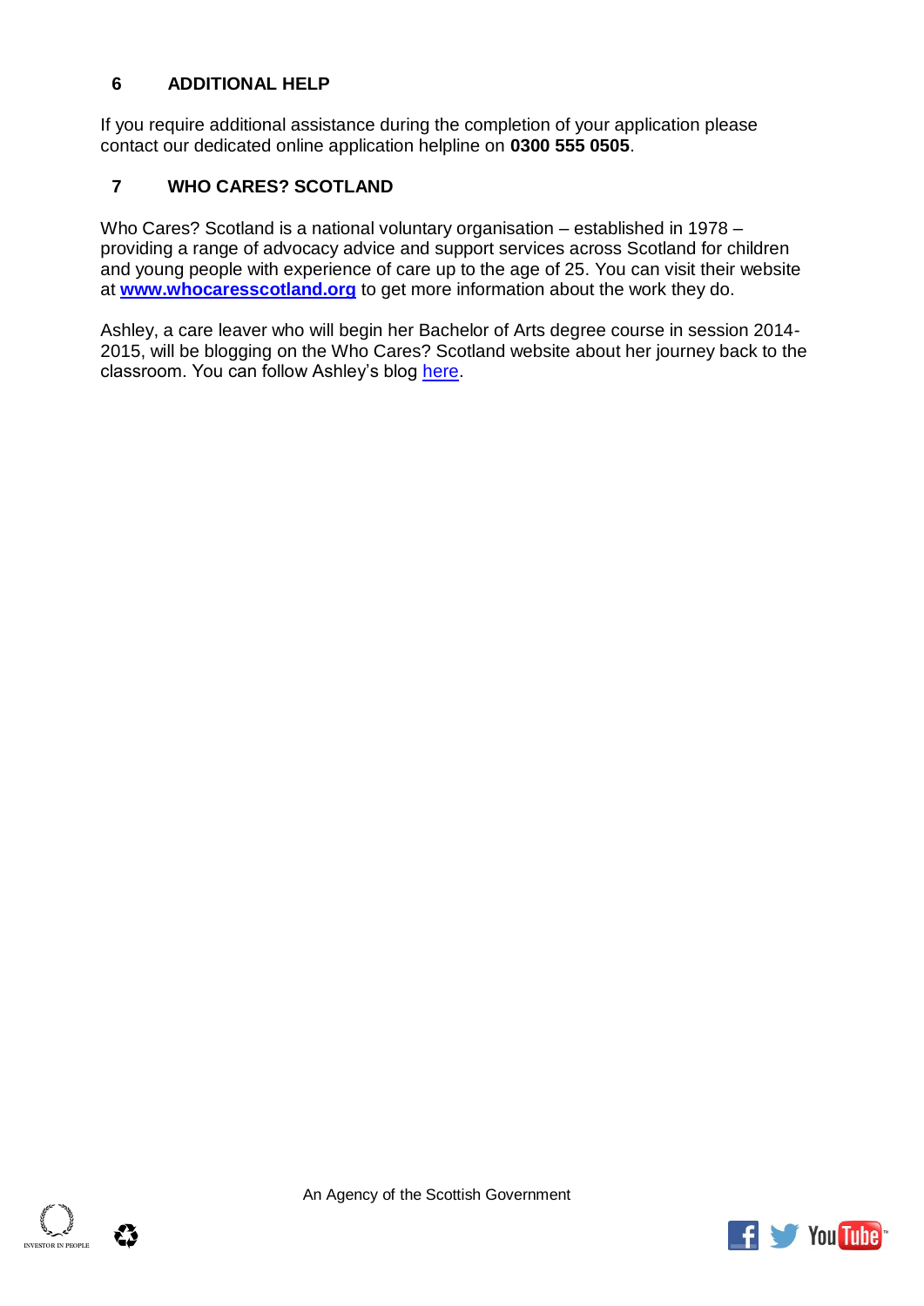## 6 ADDITIONAL HELP

If you require additional assistance during the completion of your application please contact our dedicated online application helpline on **0300 555 0505**.

## 7 WHO CARES? SCOTLAND

Who Cares? Scotland is a national voluntary organisation – established in 1978 – providing a range of advocacy advice and support services across Scotland for children and young people with experience of care up to the age of 25. You can visit their website at **www.whocaresscotland.org** to get more information about the work they do.

Ashley, a care leaver who will begin her Bachelor of Arts degree course in session 2014-2015, will be blogging on the Who Cares? Scotland website about her journey back to the classroom. You can follow Ashley's blog here.

An Agency of the Scottish Government